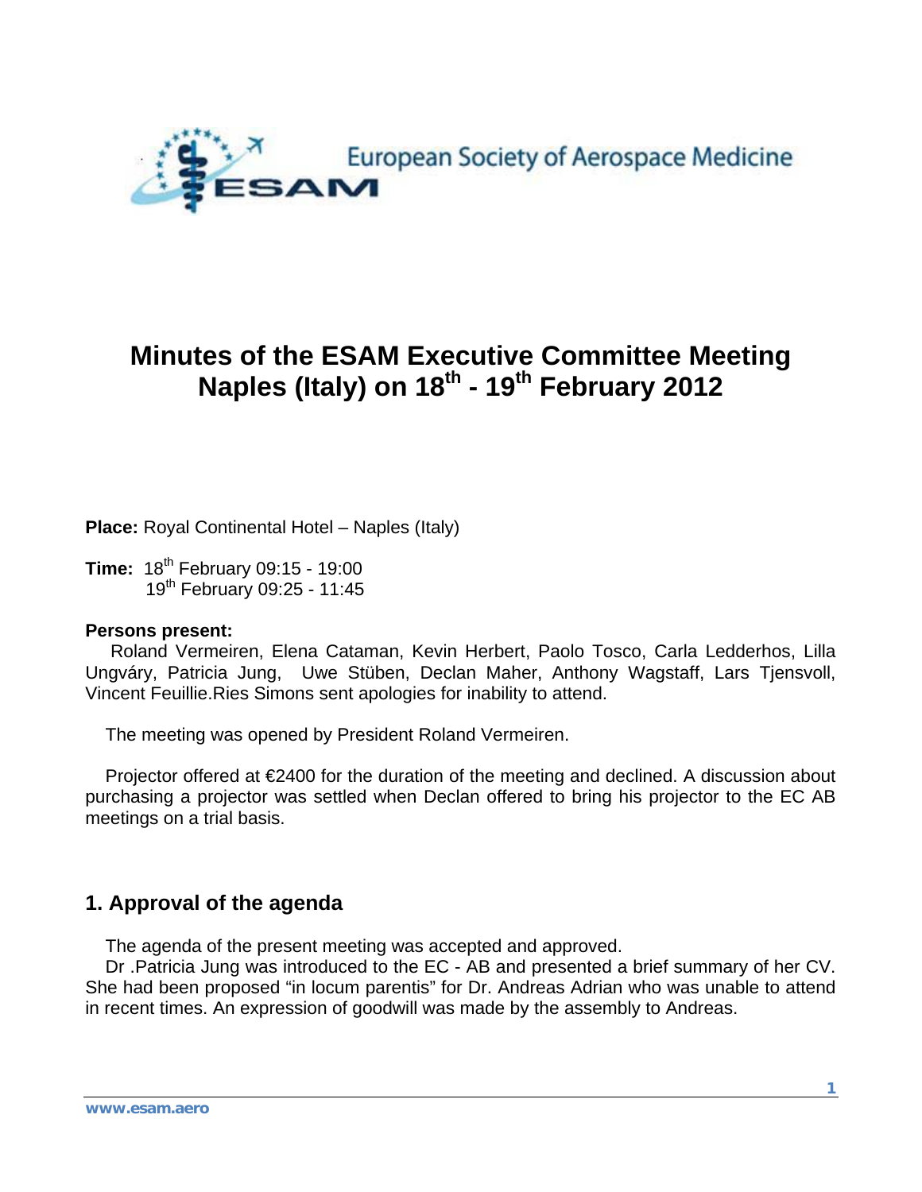European Society of Aerospace Medicine

# Minutes of the ESAM Executive Committee Meeting Naples (Italy) on 18th - 19th February 2012

**Place:** Royal Continental Hotel – Naples (Italy)

**Time:** 18th February 09:15 - 19:00
19th February 09:25 - 11:45

**Persons present:**
Roland Vermeiren, Elena Cataman, Kevin Herbert, Paolo Tosco, Carla Ledderhos, Lilla Ungváry, Patricia Jung, Uwe Stüben, Declan Maher, Anthony Wagstaff, Lars Tjensvoll, Vincent Feuillie.Ries Simons sent apologies for inability to attend.

The meeting was opened by President Roland Vermeiren.

Projector offered at €2400 for the duration of the meeting and declined. A discussion about purchasing a projector was settled when Declan offered to bring his projector to the EC AB meetings on a trial basis.

## 1. Approval of the agenda

The agenda of the present meeting was accepted and approved.
Dr .Patricia Jung was introduced to the EC - AB and presented a brief summary of her CV. She had been proposed "in locum parentis" for Dr. Andreas Adrian who was unable to attend in recent times. An expression of goodwill was made by the assembly to Andreas.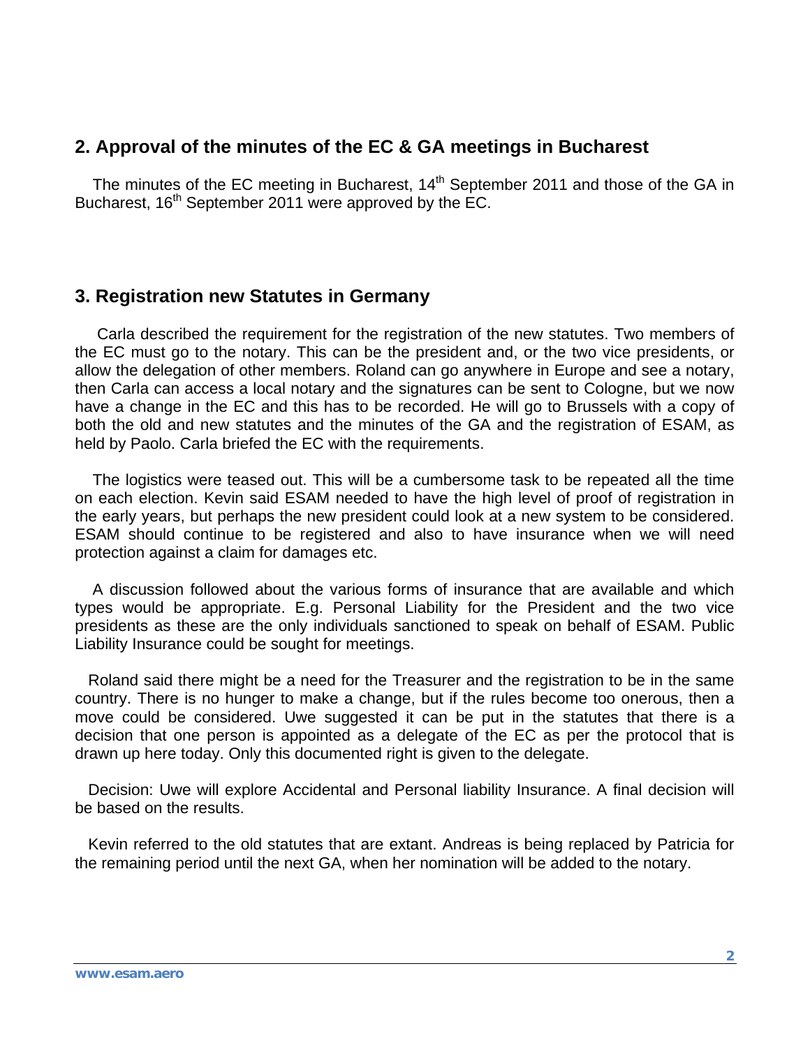## 2. Approval of the minutes of the EC & GA meetings in Bucharest

The minutes of the EC meeting in Bucharest, 14th September 2011 and those of the GA in Bucharest, 16th September 2011 were approved by the EC.

## 3. Registration new Statutes in Germany

Carla described the requirement for the registration of the new statutes. Two members of the EC must go to the notary. This can be the president and, or the two vice presidents, or allow the delegation of other members. Roland can go anywhere in Europe and see a notary, then Carla can access a local notary and the signatures can be sent to Cologne, but we now have a change in the EC and this has to be recorded. He will go to Brussels with a copy of both the old and new statutes and the minutes of the GA and the registration of ESAM, as held by Paolo. Carla briefed the EC with the requirements.

The logistics were teased out. This will be a cumbersome task to be repeated all the time on each election. Kevin said ESAM needed to have the high level of proof of registration in the early years, but perhaps the new president could look at a new system to be considered. ESAM should continue to be registered and also to have insurance when we will need protection against a claim for damages etc.

A discussion followed about the various forms of insurance that are available and which types would be appropriate. E.g. Personal Liability for the President and the two vice presidents as these are the only individuals sanctioned to speak on behalf of ESAM. Public Liability Insurance could be sought for meetings.

Roland said there might be a need for the Treasurer and the registration to be in the same country. There is no hunger to make a change, but if the rules become too onerous, then a move could be considered. Uwe suggested it can be put in the statutes that there is a decision that one person is appointed as a delegate of the EC as per the protocol that is drawn up here today. Only this documented right is given to the delegate.

Decision: Uwe will explore Accidental and Personal liability Insurance. A final decision will be based on the results.

Kevin referred to the old statutes that are extant. Andreas is being replaced by Patricia for the remaining period until the next GA, when her nomination will be added to the notary.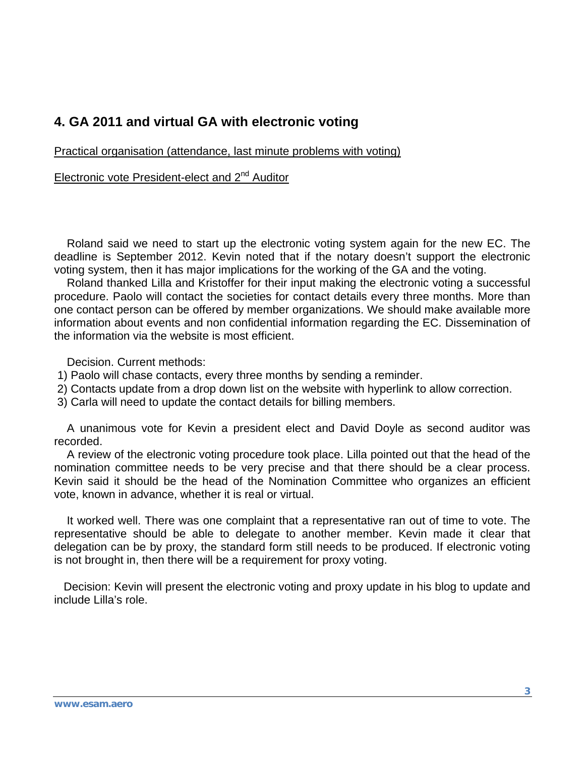## 4. GA 2011 and virtual GA with electronic voting

Practical organisation (attendance, last minute problems with voting)

Electronic vote President-elect and 2nd Auditor

Roland said we need to start up the electronic voting system again for the new EC. The deadline is September 2012. Kevin noted that if the notary doesn't support the electronic voting system, then it has major implications for the working of the GA and the voting.

Roland thanked Lilla and Kristoffer for their input making the electronic voting a successful procedure. Paolo will contact the societies for contact details every three months. More than one contact person can be offered by member organizations. We should make available more information about events and non confidential information regarding the EC. Dissemination of the information via the website is most efficient.

Decision. Current methods:

1) Paolo will chase contacts, every three months by sending a reminder.
2) Contacts update from a drop down list on the website with hyperlink to allow correction.
3) Carla will need to update the contact details for billing members.

A unanimous vote for Kevin a president elect and David Doyle as second auditor was recorded.

A review of the electronic voting procedure took place. Lilla pointed out that the head of the nomination committee needs to be very precise and that there should be a clear process. Kevin said it should be the head of the Nomination Committee who organizes an efficient vote, known in advance, whether it is real or virtual.

It worked well. There was one complaint that a representative ran out of time to vote. The representative should be able to delegate to another member. Kevin made it clear that delegation can be by proxy, the standard form still needs to be produced. If electronic voting is not brought in, then there will be a requirement for proxy voting.

Decision: Kevin will present the electronic voting and proxy update in his blog to update and include Lilla's role.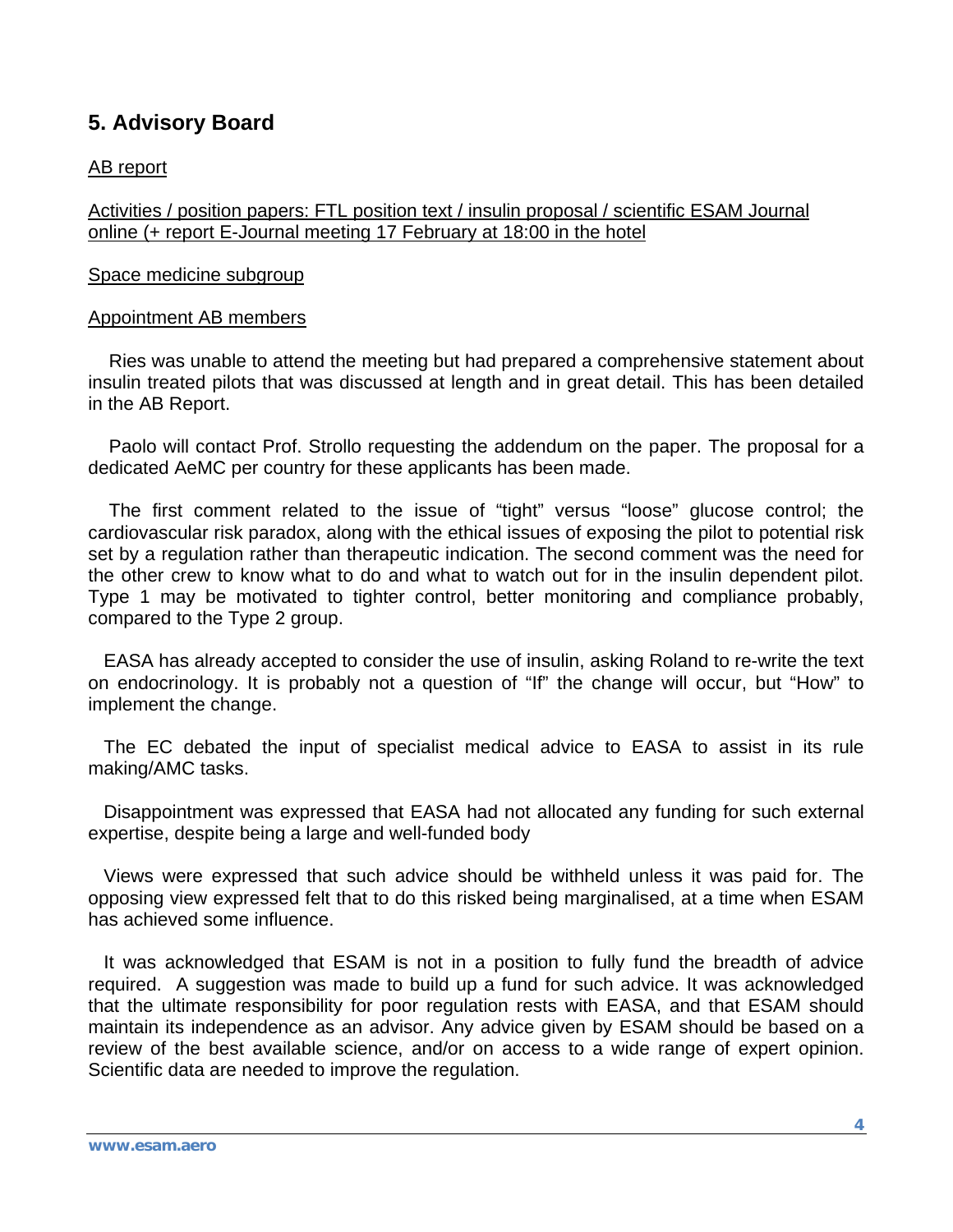## 5. Advisory Board

AB report

Activities / position papers: FTL position text / insulin proposal / scientific ESAM Journal online (+ report E-Journal meeting 17 February at 18:00 in the hotel

Space medicine subgroup

Appointment AB members

Ries was unable to attend the meeting but had prepared a comprehensive statement about insulin treated pilots that was discussed at length and in great detail. This has been detailed in the AB Report.

Paolo will contact Prof. Strollo requesting the addendum on the paper. The proposal for a dedicated AeMC per country for these applicants has been made.

The first comment related to the issue of "tight" versus "loose" glucose control; the cardiovascular risk paradox, along with the ethical issues of exposing the pilot to potential risk set by a regulation rather than therapeutic indication. The second comment was the need for the other crew to know what to do and what to watch out for in the insulin dependent pilot. Type 1 may be motivated to tighter control, better monitoring and compliance probably, compared to the Type 2 group.

EASA has already accepted to consider the use of insulin, asking Roland to re-write the text on endocrinology. It is probably not a question of "If" the change will occur, but "How" to implement the change.

The EC debated the input of specialist medical advice to EASA to assist in its rule making/AMC tasks.

Disappointment was expressed that EASA had not allocated any funding for such external expertise, despite being a large and well-funded body

Views were expressed that such advice should be withheld unless it was paid for. The opposing view expressed felt that to do this risked being marginalised, at a time when ESAM has achieved some influence.

It was acknowledged that ESAM is not in a position to fully fund the breadth of advice required. A suggestion was made to build up a fund for such advice. It was acknowledged that the ultimate responsibility for poor regulation rests with EASA, and that ESAM should maintain its independence as an advisor. Any advice given by ESAM should be based on a review of the best available science, and/or on access to a wide range of expert opinion. Scientific data are needed to improve the regulation.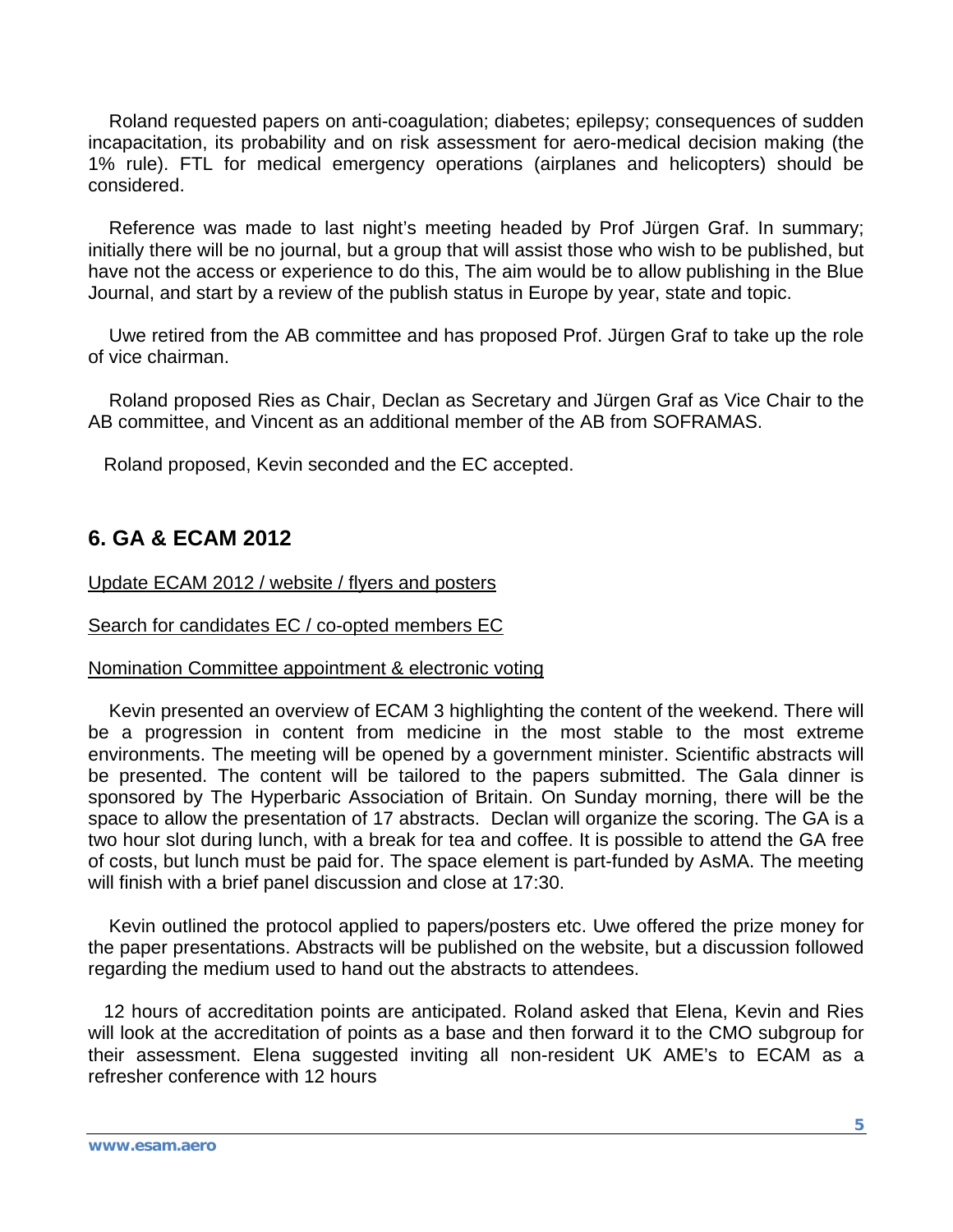Roland requested papers on anti-coagulation; diabetes; epilepsy; consequences of sudden incapacitation, its probability and on risk assessment for aero-medical decision making (the 1% rule). FTL for medical emergency operations (airplanes and helicopters) should be considered.

Reference was made to last night's meeting headed by Prof Jürgen Graf. In summary; initially there will be no journal, but a group that will assist those who wish to be published, but have not the access or experience to do this, The aim would be to allow publishing in the Blue Journal, and start by a review of the publish status in Europe by year, state and topic.

Uwe retired from the AB committee and has proposed Prof. Jürgen Graf to take up the role of vice chairman.

Roland proposed Ries as Chair, Declan as Secretary and Jürgen Graf as Vice Chair to the AB committee, and Vincent as an additional member of the AB from SOFRAMAS.

Roland proposed, Kevin seconded and the EC accepted.

## 6. GA & ECAM 2012

Update ECAM 2012 / website / flyers and posters

Search for candidates EC / co-opted members EC

Nomination Committee appointment & electronic voting

Kevin presented an overview of ECAM 3 highlighting the content of the weekend. There will be a progression in content from medicine in the most stable to the most extreme environments. The meeting will be opened by a government minister. Scientific abstracts will be presented. The content will be tailored to the papers submitted. The Gala dinner is sponsored by The Hyperbaric Association of Britain. On Sunday morning, there will be the space to allow the presentation of 17 abstracts. Declan will organize the scoring. The GA is a two hour slot during lunch, with a break for tea and coffee. It is possible to attend the GA free of costs, but lunch must be paid for. The space element is part-funded by AsMA. The meeting will finish with a brief panel discussion and close at 17:30.

Kevin outlined the protocol applied to papers/posters etc. Uwe offered the prize money for the paper presentations. Abstracts will be published on the website, but a discussion followed regarding the medium used to hand out the abstracts to attendees.

12 hours of accreditation points are anticipated. Roland asked that Elena, Kevin and Ries will look at the accreditation of points as a base and then forward it to the CMO subgroup for their assessment. Elena suggested inviting all non-resident UK AME's to ECAM as a refresher conference with 12 hours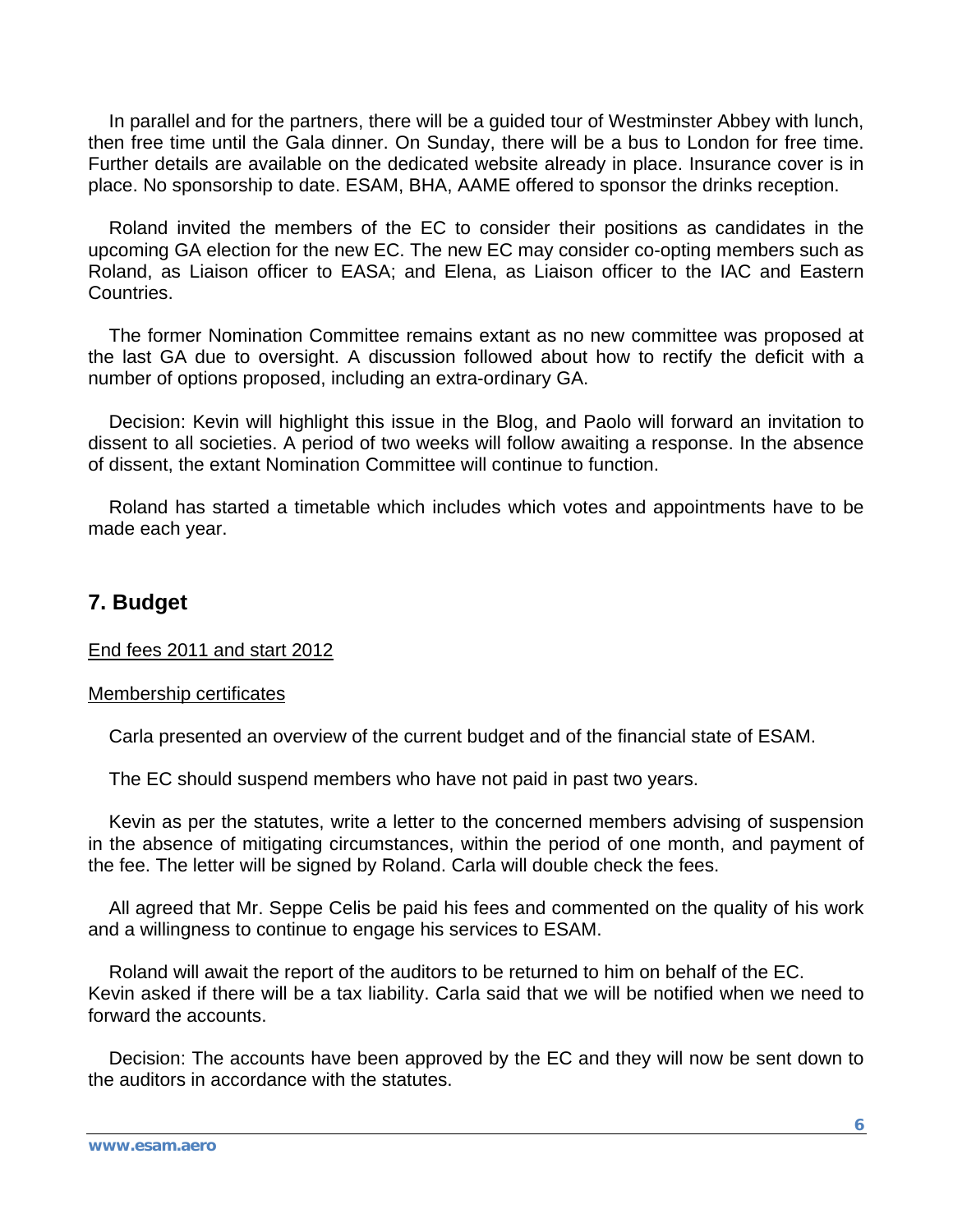In parallel and for the partners, there will be a guided tour of Westminster Abbey with lunch, then free time until the Gala dinner. On Sunday, there will be a bus to London for free time. Further details are available on the dedicated website already in place. Insurance cover is in place. No sponsorship to date. ESAM, BHA, AAME offered to sponsor the drinks reception.

Roland invited the members of the EC to consider their positions as candidates in the upcoming GA election for the new EC. The new EC may consider co-opting members such as Roland, as Liaison officer to EASA; and Elena, as Liaison officer to the IAC and Eastern Countries.

The former Nomination Committee remains extant as no new committee was proposed at the last GA due to oversight. A discussion followed about how to rectify the deficit with a number of options proposed, including an extra-ordinary GA.

Decision: Kevin will highlight this issue in the Blog, and Paolo will forward an invitation to dissent to all societies. A period of two weeks will follow awaiting a response. In the absence of dissent, the extant Nomination Committee will continue to function.

Roland has started a timetable which includes which votes and appointments have to be made each year.

## 7. Budget

<u>End fees 2011 and start 2012</u>

<u>Membership certificates</u>

Carla presented an overview of the current budget and of the financial state of ESAM.

The EC should suspend members who have not paid in past two years.

Kevin as per the statutes, write a letter to the concerned members advising of suspension in the absence of mitigating circumstances, within the period of one month, and payment of the fee. The letter will be signed by Roland. Carla will double check the fees.

All agreed that Mr. Seppe Celis be paid his fees and commented on the quality of his work and a willingness to continue to engage his services to ESAM.

Roland will await the report of the auditors to be returned to him on behalf of the EC. Kevin asked if there will be a tax liability. Carla said that we will be notified when we need to forward the accounts.

Decision: The accounts have been approved by the EC and they will now be sent down to the auditors in accordance with the statutes.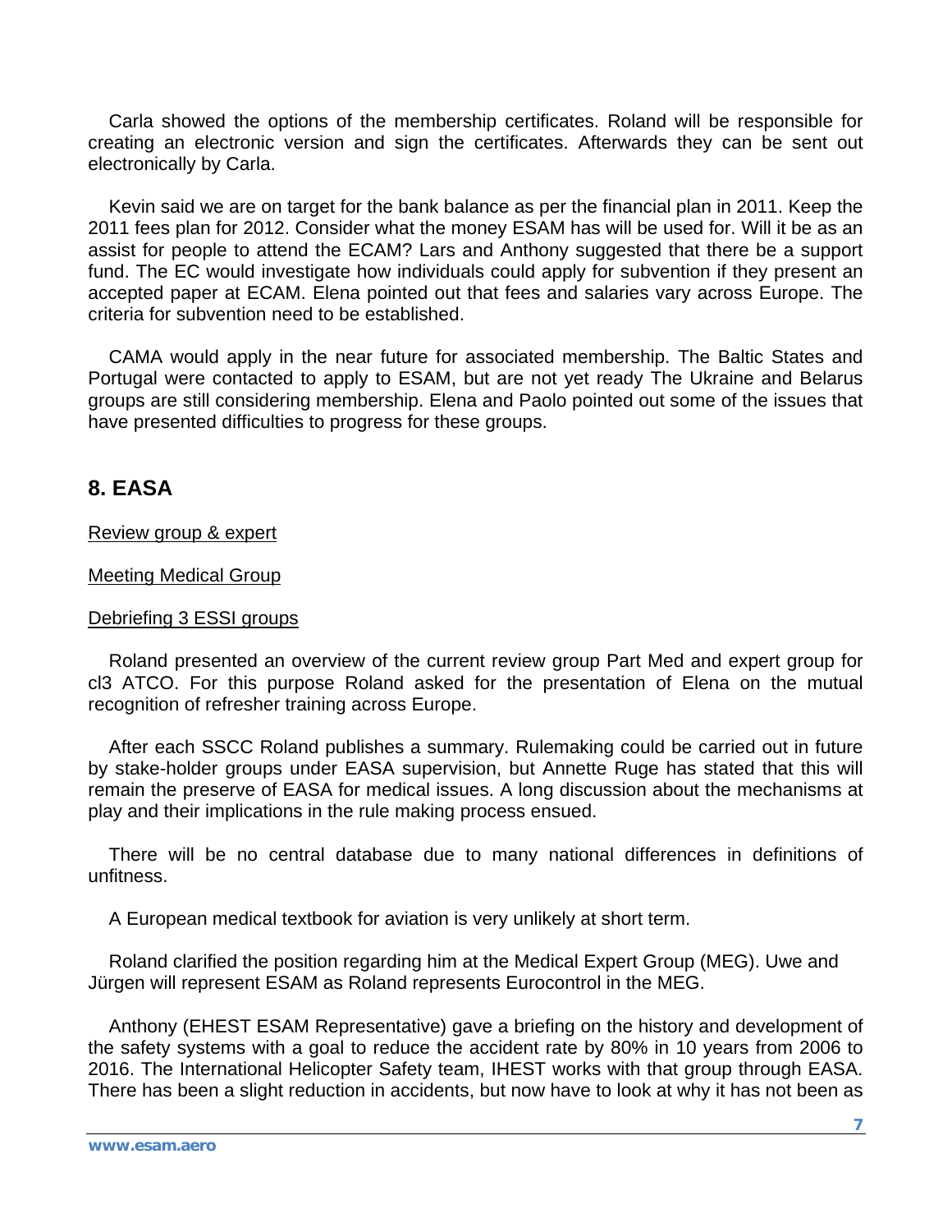Carla showed the options of the membership certificates. Roland will be responsible for creating an electronic version and sign the certificates. Afterwards they can be sent out electronically by Carla.

Kevin said we are on target for the bank balance as per the financial plan in 2011. Keep the 2011 fees plan for 2012. Consider what the money ESAM has will be used for. Will it be as an assist for people to attend the ECAM? Lars and Anthony suggested that there be a support fund. The EC would investigate how individuals could apply for subvention if they present an accepted paper at ECAM. Elena pointed out that fees and salaries vary across Europe. The criteria for subvention need to be established.

CAMA would apply in the near future for associated membership. The Baltic States and Portugal were contacted to apply to ESAM, but are not yet ready The Ukraine and Belarus groups are still considering membership. Elena and Paolo pointed out some of the issues that have presented difficulties to progress for these groups.

## 8. EASA

<u>Review group & expert</u>

<u>Meeting Medical Group</u>

<u>Debriefing 3 ESSI groups</u>

Roland presented an overview of the current review group Part Med and expert group for cl3 ATCO. For this purpose Roland asked for the presentation of Elena on the mutual recognition of refresher training across Europe.

After each SSCC Roland publishes a summary. Rulemaking could be carried out in future by stake-holder groups under EASA supervision, but Annette Ruge has stated that this will remain the preserve of EASA for medical issues. A long discussion about the mechanisms at play and their implications in the rule making process ensued.

There will be no central database due to many national differences in definitions of unfitness.

A European medical textbook for aviation is very unlikely at short term.

Roland clarified the position regarding him at the Medical Expert Group (MEG). Uwe and Jürgen will represent ESAM as Roland represents Eurocontrol in the MEG.

Anthony (EHEST ESAM Representative) gave a briefing on the history and development of the safety systems with a goal to reduce the accident rate by 80% in 10 years from 2006 to 2016. The International Helicopter Safety team, IHEST works with that group through EASA. There has been a slight reduction in accidents, but now have to look at why it has not been as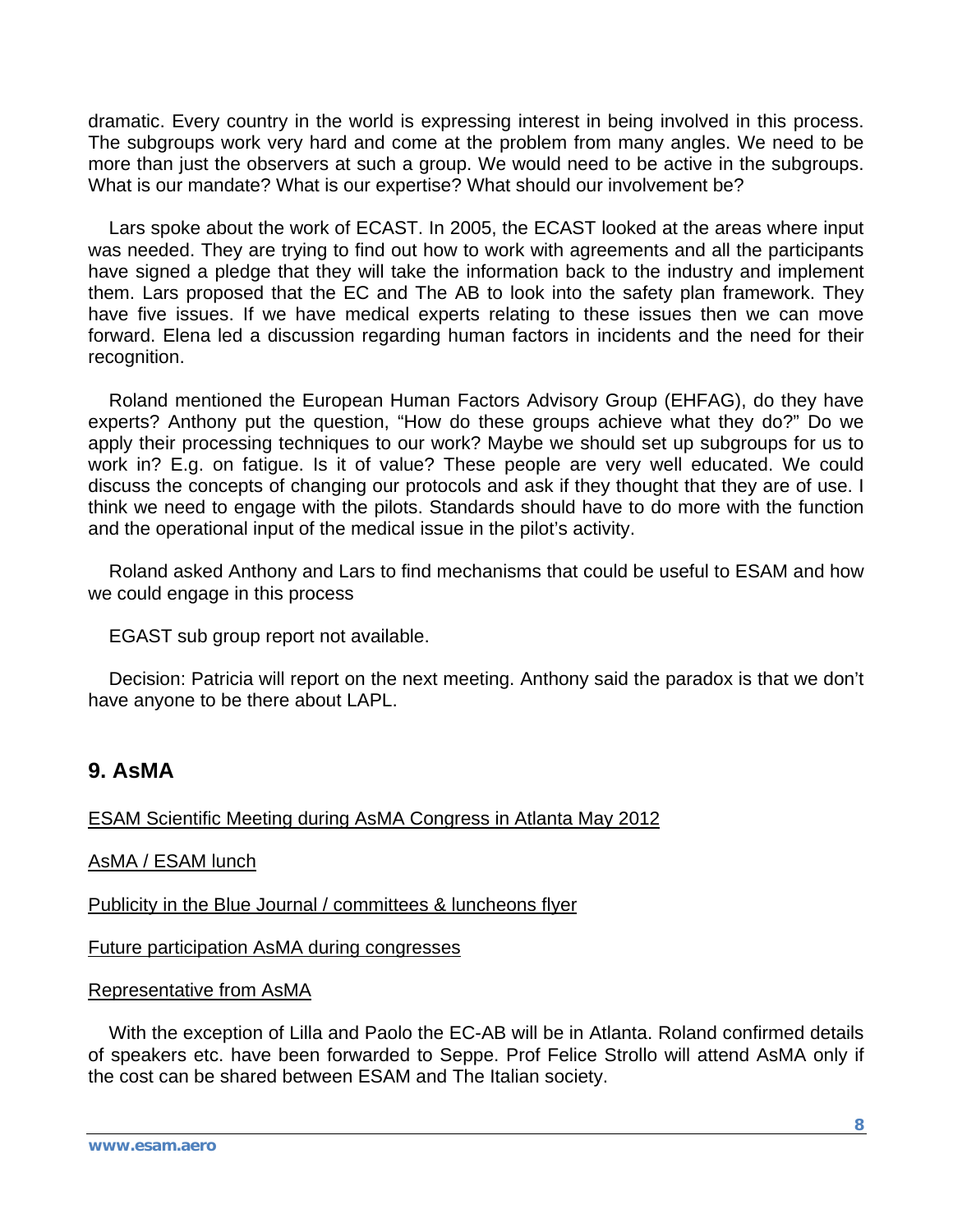dramatic. Every country in the world is expressing interest in being involved in this process. The subgroups work very hard and come at the problem from many angles. We need to be more than just the observers at such a group. We would need to be active in the subgroups. What is our mandate? What is our expertise? What should our involvement be?

Lars spoke about the work of ECAST. In 2005, the ECAST looked at the areas where input was needed. They are trying to find out how to work with agreements and all the participants have signed a pledge that they will take the information back to the industry and implement them. Lars proposed that the EC and The AB to look into the safety plan framework. They have five issues. If we have medical experts relating to these issues then we can move forward. Elena led a discussion regarding human factors in incidents and the need for their recognition.

Roland mentioned the European Human Factors Advisory Group (EHFAG), do they have experts? Anthony put the question, "How do these groups achieve what they do?" Do we apply their processing techniques to our work? Maybe we should set up subgroups for us to work in? E.g. on fatigue. Is it of value? These people are very well educated. We could discuss the concepts of changing our protocols and ask if they thought that they are of use. I think we need to engage with the pilots. Standards should have to do more with the function and the operational input of the medical issue in the pilot's activity.

Roland asked Anthony and Lars to find mechanisms that could be useful to ESAM and how we could engage in this process

EGAST sub group report not available.

Decision: Patricia will report on the next meeting. Anthony said the paradox is that we don't have anyone to be there about LAPL.

## 9. AsMA

ESAM Scientific Meeting during AsMA Congress in Atlanta May 2012

AsMA / ESAM lunch

Publicity in the Blue Journal / committees & luncheons flyer

Future participation AsMA during congresses

Representative from AsMA

With the exception of Lilla and Paolo the EC-AB will be in Atlanta. Roland confirmed details of speakers etc. have been forwarded to Seppe. Prof Felice Strollo will attend AsMA only if the cost can be shared between ESAM and The Italian society.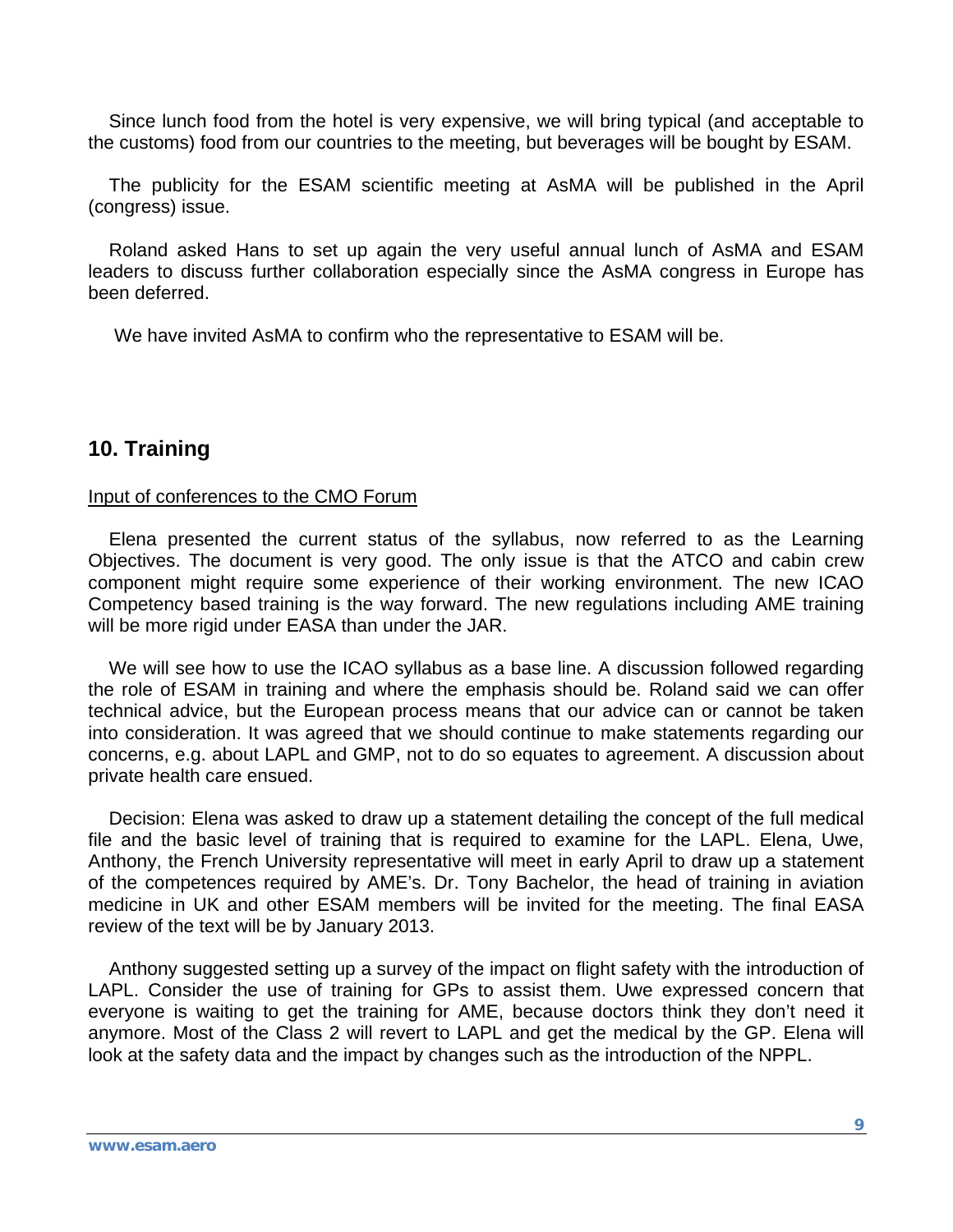Since lunch food from the hotel is very expensive, we will bring typical (and acceptable to the customs) food from our countries to the meeting, but beverages will be bought by ESAM.

The publicity for the ESAM scientific meeting at AsMA will be published in the April (congress) issue.

Roland asked Hans to set up again the very useful annual lunch of AsMA and ESAM leaders to discuss further collaboration especially since the AsMA congress in Europe has been deferred.

We have invited AsMA to confirm who the representative to ESAM will be.

## 10. Training

Input of conferences to the CMO Forum

Elena presented the current status of the syllabus, now referred to as the Learning Objectives. The document is very good. The only issue is that the ATCO and cabin crew component might require some experience of their working environment. The new ICAO Competency based training is the way forward. The new regulations including AME training will be more rigid under EASA than under the JAR.

We will see how to use the ICAO syllabus as a base line. A discussion followed regarding the role of ESAM in training and where the emphasis should be. Roland said we can offer technical advice, but the European process means that our advice can or cannot be taken into consideration. It was agreed that we should continue to make statements regarding our concerns, e.g. about LAPL and GMP, not to do so equates to agreement. A discussion about private health care ensued.

Decision: Elena was asked to draw up a statement detailing the concept of the full medical file and the basic level of training that is required to examine for the LAPL. Elena, Uwe, Anthony, the French University representative will meet in early April to draw up a statement of the competences required by AME's. Dr. Tony Bachelor, the head of training in aviation medicine in UK and other ESAM members will be invited for the meeting. The final EASA review of the text will be by January 2013.

Anthony suggested setting up a survey of the impact on flight safety with the introduction of LAPL. Consider the use of training for GPs to assist them. Uwe expressed concern that everyone is waiting to get the training for AME, because doctors think they don't need it anymore. Most of the Class 2 will revert to LAPL and get the medical by the GP. Elena will look at the safety data and the impact by changes such as the introduction of the NPPL.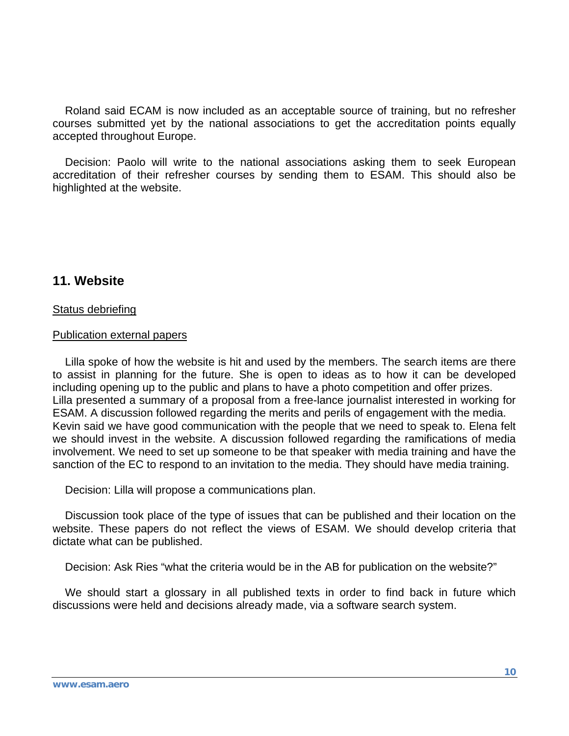Roland said ECAM is now included as an acceptable source of training, but no refresher courses submitted yet by the national associations to get the accreditation points equally accepted throughout Europe.

Decision: Paolo will write to the national associations asking them to seek European accreditation of their refresher courses by sending them to ESAM. This should also be highlighted at the website.

## 11. Website

<u>Status debriefing</u>

<u>Publication external papers</u>

Lilla spoke of how the website is hit and used by the members. The search items are there to assist in planning for the future. She is open to ideas as to how it can be developed including opening up to the public and plans to have a photo competition and offer prizes.
Lilla presented a summary of a proposal from a free-lance journalist interested in working for ESAM. A discussion followed regarding the merits and perils of engagement with the media. Kevin said we have good communication with the people that we need to speak to. Elena felt we should invest in the website. A discussion followed regarding the ramifications of media involvement. We need to set up someone to be that speaker with media training and have the sanction of the EC to respond to an invitation to the media. They should have media training.

Decision: Lilla will propose a communications plan.

Discussion took place of the type of issues that can be published and their location on the website. These papers do not reflect the views of ESAM. We should develop criteria that dictate what can be published.

Decision: Ask Ries "what the criteria would be in the AB for publication on the website?"

We should start a glossary in all published texts in order to find back in future which discussions were held and decisions already made, via a software search system.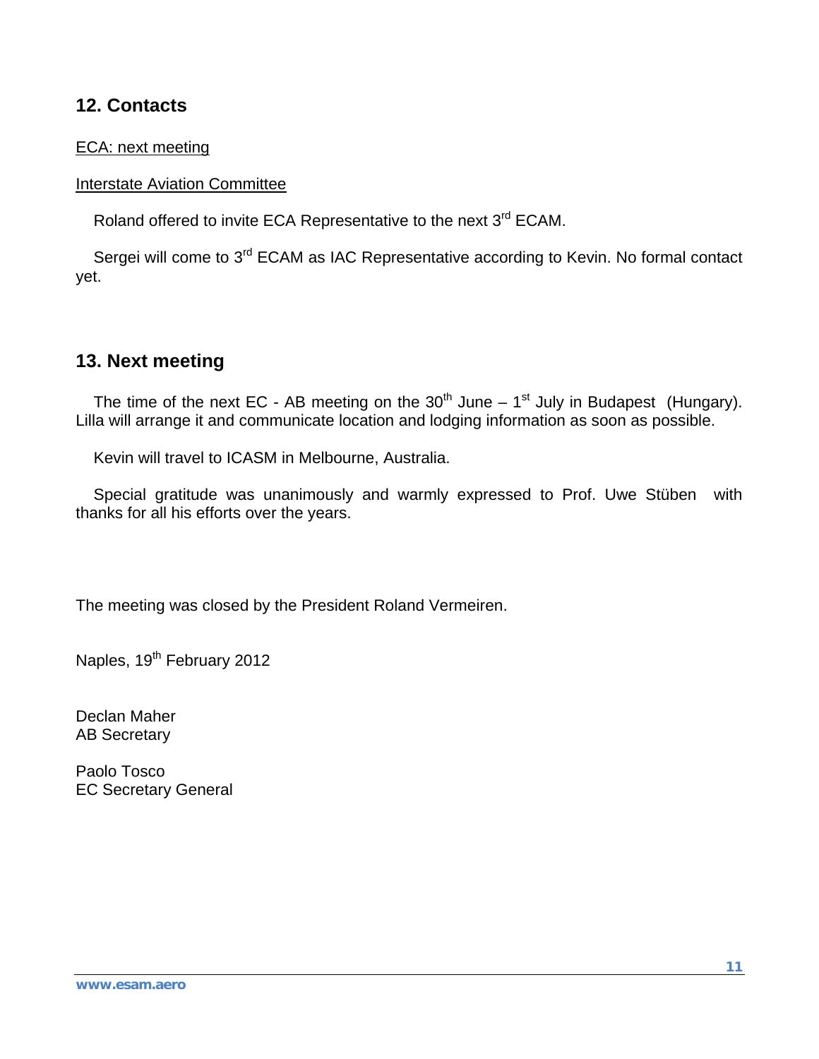## 12. Contacts

ECA: next meeting

Interstate Aviation Committee

Roland offered to invite ECA Representative to the next 3rd ECAM.

Sergei will come to 3rd ECAM as IAC Representative according to Kevin. No formal contact yet.

## 13. Next meeting

The time of the next EC - AB meeting on the 30th June – 1st July in Budapest (Hungary). Lilla will arrange it and communicate location and lodging information as soon as possible.

Kevin will travel to ICASM in Melbourne, Australia.

Special gratitude was unanimously and warmly expressed to Prof. Uwe Stüben with thanks for all his efforts over the years.

The meeting was closed by the President Roland Vermeiren.

Naples, 19th February 2012

Declan Maher
AB Secretary

Paolo Tosco
EC Secretary General